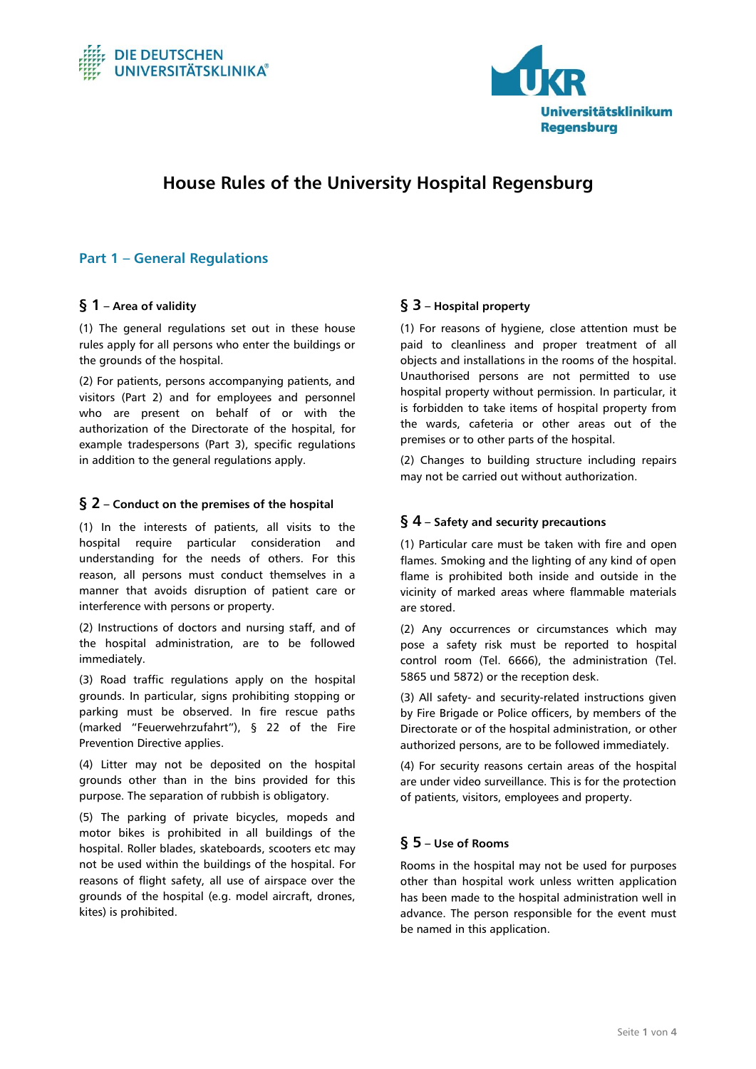DIE DEUTSCHEN UNIVERSITÄTSKLINIKA®

UKR Universitätsklinikum Regensburg

# House Rules of the University Hospital Regensburg

## Part 1 – General Regulations

### § 1 – Area of validity

(1) The general regulations set out in these house rules apply for all persons who enter the buildings or the grounds of the hospital.

(2) For patients, persons accompanying patients, and visitors (Part 2) and for employees and personnel who are present on behalf of or with the authorization of the Directorate of the hospital, for example tradespersons (Part 3), specific regulations in addition to the general regulations apply.

### § 2 – Conduct on the premises of the hospital

(1) In the interests of patients, all visits to the hospital require particular consideration and understanding for the needs of others. For this reason, all persons must conduct themselves in a manner that avoids disruption of patient care or interference with persons or property.

(2) Instructions of doctors and nursing staff, and of the hospital administration, are to be followed immediately.

(3) Road traffic regulations apply on the hospital grounds. In particular, signs prohibiting stopping or parking must be observed. In fire rescue paths (marked "Feuerwehrzufahrt"), § 22 of the Fire Prevention Directive applies.

(4) Litter may not be deposited on the hospital grounds other than in the bins provided for this purpose. The separation of rubbish is obligatory.

(5) The parking of private bicycles, mopeds and motor bikes is prohibited in all buildings of the hospital. Roller blades, skateboards, scooters etc may not be used within the buildings of the hospital. For reasons of flight safety, all use of airspace over the grounds of the hospital (e.g. model aircraft, drones, kites) is prohibited.

### § 3 – Hospital property

(1) For reasons of hygiene, close attention must be paid to cleanliness and proper treatment of all objects and installations in the rooms of the hospital. Unauthorised persons are not permitted to use hospital property without permission. In particular, it is forbidden to take items of hospital property from the wards, cafeteria or other areas out of the premises or to other parts of the hospital.

(2) Changes to building structure including repairs may not be carried out without authorization.

### § 4 – Safety and security precautions

(1) Particular care must be taken with fire and open flames. Smoking and the lighting of any kind of open flame is prohibited both inside and outside in the vicinity of marked areas where flammable materials are stored.

(2) Any occurrences or circumstances which may pose a safety risk must be reported to hospital control room (Tel. 6666), the administration (Tel. 5865 und 5872) or the reception desk.

(3) All safety- and security-related instructions given by Fire Brigade or Police officers, by members of the Directorate or of the hospital administration, or other authorized persons, are to be followed immediately.

(4) For security reasons certain areas of the hospital are under video surveillance. This is for the protection of patients, visitors, employees and property.

### § 5 – Use of Rooms

Rooms in the hospital may not be used for purposes other than hospital work unless written application has been made to the hospital administration well in advance. The person responsible for the event must be named in this application.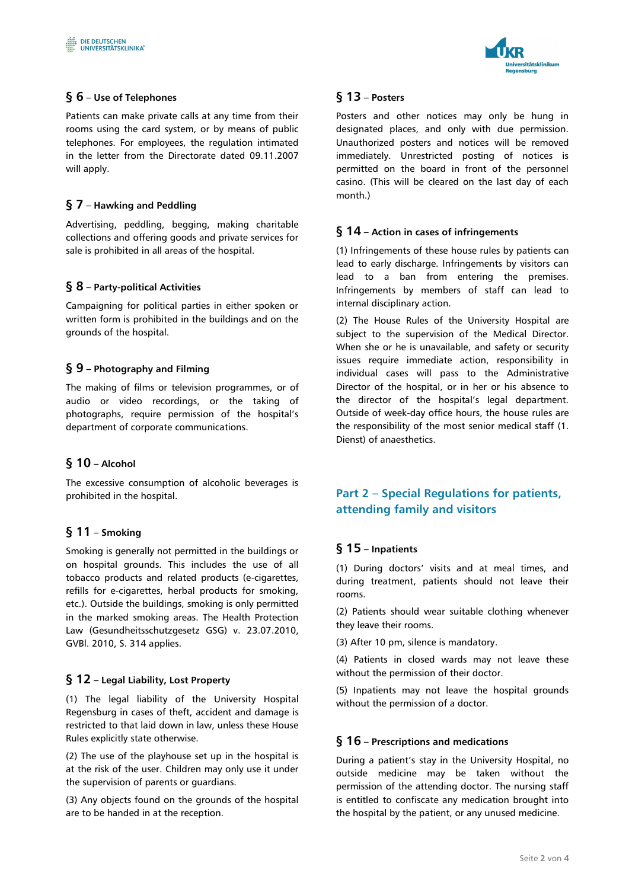### § 6 – Use of Telephones

Patients can make private calls at any time from their rooms using the card system, or by means of public telephones. For employees, the regulation intimated in the letter from the Directorate dated 09.11.2007 will apply.

### § 7 – Hawking and Peddling

Advertising, peddling, begging, making charitable collections and offering goods and private services for sale is prohibited in all areas of the hospital.

### § 8 – Party-political Activities

Campaigning for political parties in either spoken or written form is prohibited in the buildings and on the grounds of the hospital.

### § 9 – Photography and Filming

The making of films or television programmes, or of audio or video recordings, or the taking of photographs, require permission of the hospital's department of corporate communications.

### § 10 – Alcohol

The excessive consumption of alcoholic beverages is prohibited in the hospital.

### § 11 – Smoking

Smoking is generally not permitted in the buildings or on hospital grounds. This includes the use of all tobacco products and related products (e-cigarettes, refills for e-cigarettes, herbal products for smoking, etc.). Outside the buildings, smoking is only permitted in the marked smoking areas. The Health Protection Law (Gesundheitsschutzgesetz GSG) v. 23.07.2010, GVBl. 2010, S. 314 applies.

### § 12 – Legal Liability, Lost Property

(1) The legal liability of the University Hospital Regensburg in cases of theft, accident and damage is restricted to that laid down in law, unless these House Rules explicitly state otherwise.

(2) The use of the playhouse set up in the hospital is at the risk of the user. Children may only use it under the supervision of parents or guardians.

(3) Any objects found on the grounds of the hospital are to be handed in at the reception.

### § 13 – Posters

Posters and other notices may only be hung in designated places, and only with due permission. Unauthorized posters and notices will be removed immediately. Unrestricted posting of notices is permitted on the board in front of the personnel casino. (This will be cleared on the last day of each month.)

### § 14 – Action in cases of infringements

(1) Infringements of these house rules by patients can lead to early discharge. Infringements by visitors can lead to a ban from entering the premises. Infringements by members of staff can lead to internal disciplinary action.

(2) The House Rules of the University Hospital are subject to the supervision of the Medical Director. When she or he is unavailable, and safety or security issues require immediate action, responsibility in individual cases will pass to the Administrative Director of the hospital, or in her or his absence to the director of the hospital's legal department. Outside of week-day office hours, the house rules are the responsibility of the most senior medical staff (1. Dienst) of anaesthetics.

## Part 2 – Special Regulations for patients, attending family and visitors

### § 15 – Inpatients

(1) During doctors' visits and at meal times, and during treatment, patients should not leave their rooms.

(2) Patients should wear suitable clothing whenever they leave their rooms.

(3) After 10 pm, silence is mandatory.

(4) Patients in closed wards may not leave these without the permission of their doctor.

(5) Inpatients may not leave the hospital grounds without the permission of a doctor.

### § 16 – Prescriptions and medications

During a patient's stay in the University Hospital, no outside medicine may be taken without the permission of the attending doctor. The nursing staff is entitled to confiscate any medication brought into the hospital by the patient, or any unused medicine.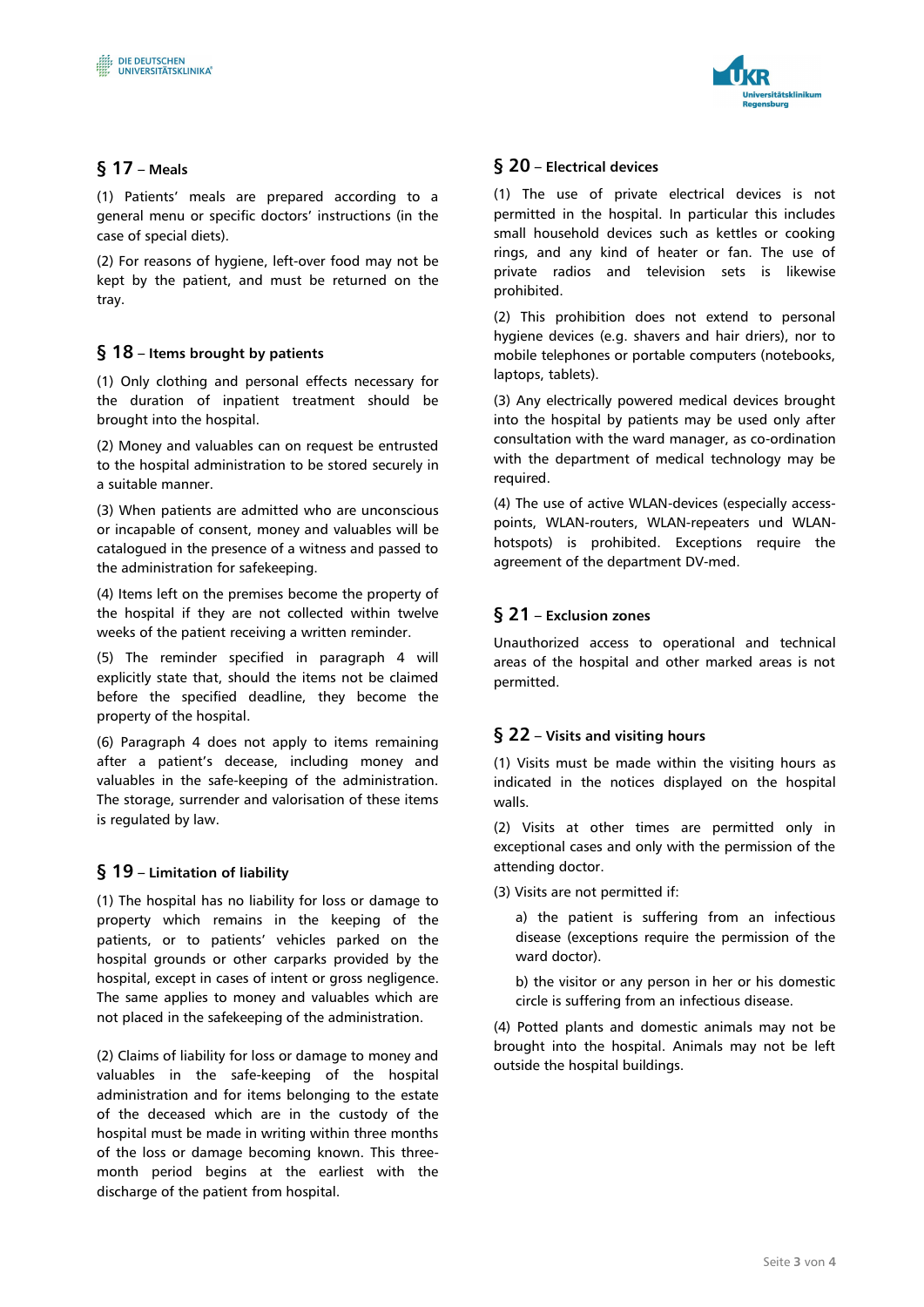## § 17 – Meals

(1) Patients' meals are prepared according to a general menu or specific doctors' instructions (in the case of special diets).

(2) For reasons of hygiene, left-over food may not be kept by the patient, and must be returned on the tray.

## § 18 – Items brought by patients

(1) Only clothing and personal effects necessary for the duration of inpatient treatment should be brought into the hospital.

(2) Money and valuables can on request be entrusted to the hospital administration to be stored securely in a suitable manner.

(3) When patients are admitted who are unconscious or incapable of consent, money and valuables will be catalogued in the presence of a witness and passed to the administration for safekeeping.

(4) Items left on the premises become the property of the hospital if they are not collected within twelve weeks of the patient receiving a written reminder.

(5) The reminder specified in paragraph 4 will explicitly state that, should the items not be claimed before the specified deadline, they become the property of the hospital.

(6) Paragraph 4 does not apply to items remaining after a patient's decease, including money and valuables in the safe-keeping of the administration. The storage, surrender and valorisation of these items is regulated by law.

## § 19 – Limitation of liability

(1) The hospital has no liability for loss or damage to property which remains in the keeping of the patients, or to patients' vehicles parked on the hospital grounds or other carparks provided by the hospital, except in cases of intent or gross negligence. The same applies to money and valuables which are not placed in the safekeeping of the administration.

(2) Claims of liability for loss or damage to money and valuables in the safe-keeping of the hospital administration and for items belonging to the estate of the deceased which are in the custody of the hospital must be made in writing within three months of the loss or damage becoming known. This three-month period begins at the earliest with the discharge of the patient from hospital.

## § 20 – Electrical devices

(1) The use of private electrical devices is not permitted in the hospital. In particular this includes small household devices such as kettles or cooking rings, and any kind of heater or fan. The use of private radios and television sets is likewise prohibited.

(2) This prohibition does not extend to personal hygiene devices (e.g. shavers and hair driers), nor to mobile telephones or portable computers (notebooks, laptops, tablets).

(3) Any electrically powered medical devices brought into the hospital by patients may be used only after consultation with the ward manager, as co-ordination with the department of medical technology may be required.

(4) The use of active WLAN-devices (especially access-points, WLAN-routers, WLAN-repeaters und WLAN-hotspots) is prohibited. Exceptions require the agreement of the department DV-med.

## § 21 – Exclusion zones

Unauthorized access to operational and technical areas of the hospital and other marked areas is not permitted.

## § 22 – Visits and visiting hours

(1) Visits must be made within the visiting hours as indicated in the notices displayed on the hospital walls.

(2) Visits at other times are permitted only in exceptional cases and only with the permission of the attending doctor.

(3) Visits are not permitted if:

a) the patient is suffering from an infectious disease (exceptions require the permission of the ward doctor).

b) the visitor or any person in her or his domestic circle is suffering from an infectious disease.

(4) Potted plants and domestic animals may not be brought into the hospital. Animals may not be left outside the hospital buildings.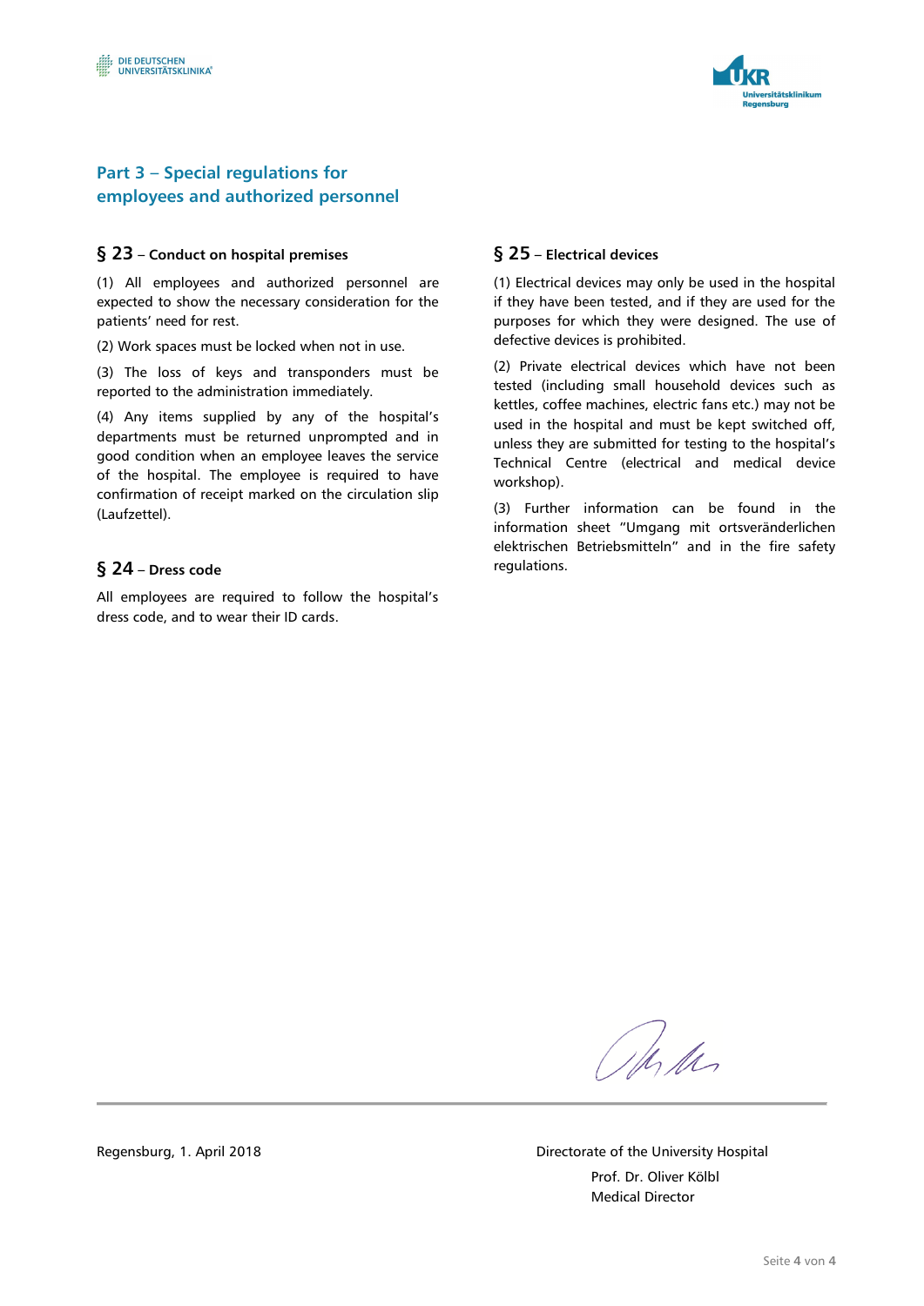## Part 3 – Special regulations for employees and authorized personnel

### § 23 – Conduct on hospital premises

(1) All employees and authorized personnel are expected to show the necessary consideration for the patients' need for rest.

(2) Work spaces must be locked when not in use.

(3) The loss of keys and transponders must be reported to the administration immediately.

(4) Any items supplied by any of the hospital's departments must be returned unprompted and in good condition when an employee leaves the service of the hospital. The employee is required to have confirmation of receipt marked on the circulation slip (Laufzettel).

### § 24 – Dress code

All employees are required to follow the hospital's dress code, and to wear their ID cards.

### § 25 – Electrical devices

(1) Electrical devices may only be used in the hospital if they have been tested, and if they are used for the purposes for which they were designed. The use of defective devices is prohibited.

(2) Private electrical devices which have not been tested (including small household devices such as kettles, coffee machines, electric fans etc.) may not be used in the hospital and must be kept switched off, unless they are submitted for testing to the hospital's Technical Centre (electrical and medical device workshop).

(3) Further information can be found in the information sheet "Umgang mit ortsveränderlichen elektrischen Betriebsmitteln" and in the fire safety regulations.

Regensburg, 1. April 2018

Directorate of the University Hospital

Prof. Dr. Oliver Kölbl
Medical Director